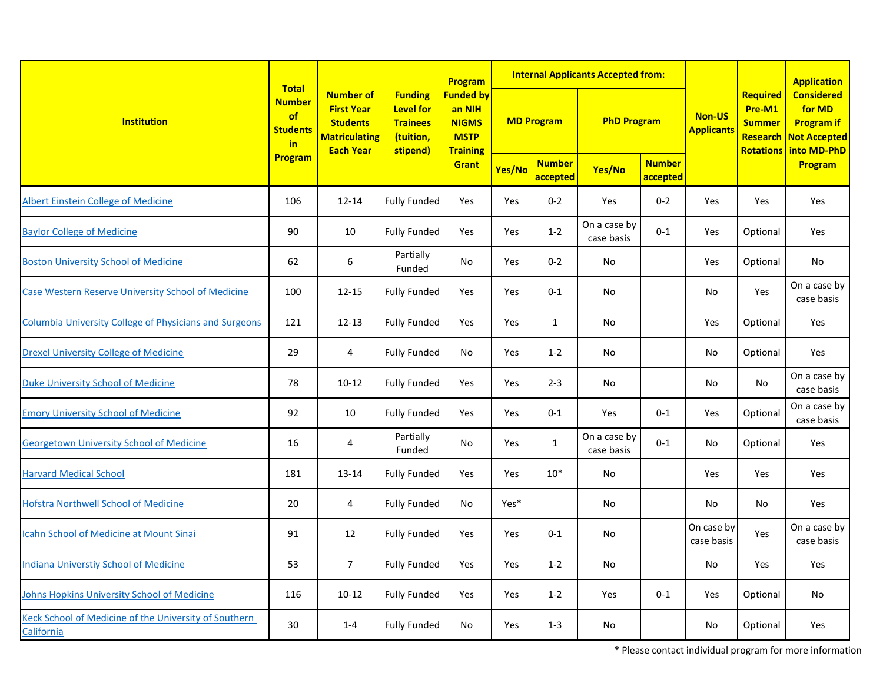| Institution | Total Number of Students in Program | Number of First Year Students Matriculating Each Year | Funding Level for Trainees (tuition, stipend) | Program Funded by an NIH NIGMS MSTP Training Grant | Internal Applicants Accepted from: | | | | Non-US Applicants | Required Pre-M1 Summer Research Rotations | Application Considered for MD Program if Not Accepted into MD-PhD Program |
|---|---|---|---|---|---|---|---|---|---|---|---|
| | | | | | MD Program | | PhD Program | | | | |
| | | | | | Yes/No | Number accepted | Yes/No | Number accepted | | | |
| [Albert Einstein College of Medicine]() | 106 | 12-14 | Fully Funded | Yes | Yes | 0-2 | Yes | 0-2 | Yes | Yes | Yes |
| [Baylor College of Medicine]() | 90 | 10 | Fully Funded | Yes | Yes | 1-2 | On a case by case basis | 0-1 | Yes | Optional | Yes |
| [Boston University School of Medicine]() | 62 | 6 | Partially Funded | No | Yes | 0-2 | No | | Yes | Optional | No |
| [Case Western Reserve University School of Medicine]() | 100 | 12-15 | Fully Funded | Yes | Yes | 0-1 | No | | No | Yes | On a case by case basis |
| [Columbia University College of Physicians and Surgeons]() | 121 | 12-13 | Fully Funded | Yes | Yes | 1 | No | | Yes | Optional | Yes |
| [Drexel University College of Medicine]() | 29 | 4 | Fully Funded | No | Yes | 1-2 | No | | No | Optional | Yes |
| [Duke University School of Medicine]() | 78 | 10-12 | Fully Funded | Yes | Yes | 2-3 | No | | No | No | On a case by case basis |
| [Emory University School of Medicine]() | 92 | 10 | Fully Funded | Yes | Yes | 0-1 | Yes | 0-1 | Yes | Optional | On a case by case basis |
| [Georgetown University School of Medicine]() | 16 | 4 | Partially Funded | No | Yes | 1 | On a case by case basis | 0-1 | No | Optional | Yes |
| [Harvard Medical School]() | 181 | 13-14 | Fully Funded | Yes | Yes | 10* | No | | Yes | Yes | Yes |
| [Hofstra Northwell School of Medicine]() | 20 | 4 | Fully Funded | No | Yes* | | No | | No | No | Yes |
| [Icahn School of Medicine at Mount Sinai]() | 91 | 12 | Fully Funded | Yes | Yes | 0-1 | No | | On case by case basis | Yes | On a case by case basis |
| [Indiana Universtiy School of Medicine]() | 53 | 7 | Fully Funded | Yes | Yes | 1-2 | No | | No | Yes | Yes |
| [Johns Hopkins University School of Medicine]() | 116 | 10-12 | Fully Funded | Yes | Yes | 1-2 | Yes | 0-1 | Yes | Optional | No |
| [Keck School of Medicine of the University of Southern California]() | 30 | 1-4 | Fully Funded | No | Yes | 1-3 | No | | No | Optional | Yes |

* Please contact individual program for more information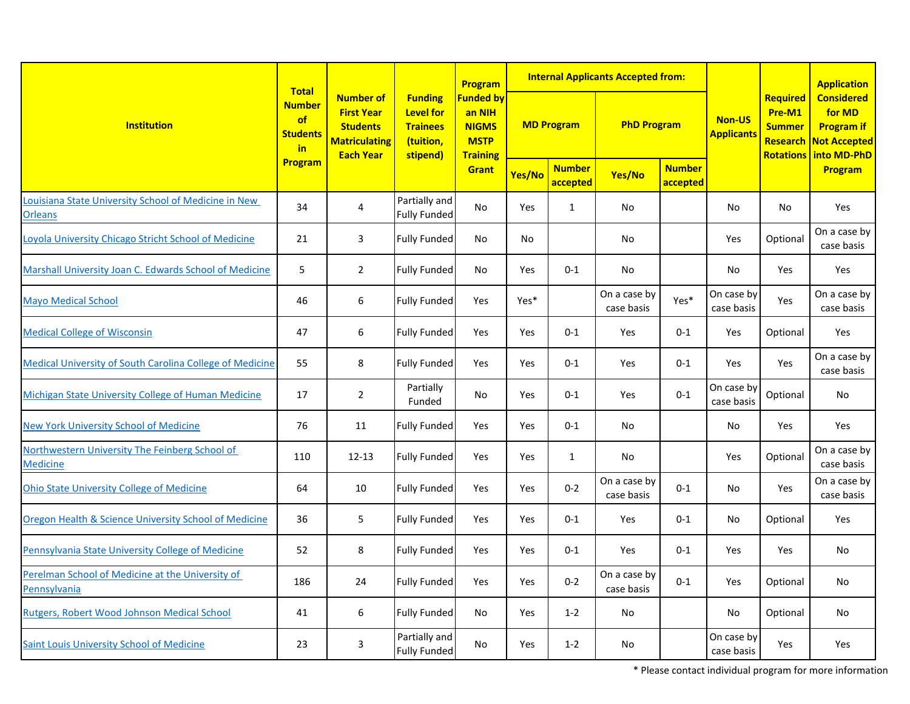| Institution | Total Number of Students in Program | Number of First Year Students Matriculating Each Year | Funding Level for Trainees (tuition, stipend) | Program Funded by an NIH NIGMS MSTP Training Grant | Internal Applicants Accepted from: | | | | Non-US Applicants | Required Pre-M1 Summer Research Rotations | Application Considered for MD Program if Not Accepted into MD-PhD Program |
|---|---|---|---|---|---|---|---|---|---|---|---|
| | | | | | MD Program | | PhD Program | | | | |
| | | | | | Yes/No | Number accepted | Yes/No | Number accepted | | | |
| Louisiana State University School of Medicine in New Orleans | 34 | 4 | Partially and Fully Funded | No | Yes | 1 | No | | No | No | Yes |
| Loyola University Chicago Stricht School of Medicine | 21 | 3 | Fully Funded | No | No | | No | | Yes | Optional | On a case by case basis |
| Marshall University Joan C. Edwards School of Medicine | 5 | 2 | Fully Funded | No | Yes | 0-1 | No | | No | Yes | Yes |
| Mayo Medical School | 46 | 6 | Fully Funded | Yes | Yes* | | On a case by case basis | Yes* | On case by case basis | Yes | On a case by case basis |
| Medical College of Wisconsin | 47 | 6 | Fully Funded | Yes | Yes | 0-1 | Yes | 0-1 | Yes | Optional | Yes |
| Medical University of South Carolina College of Medicine | 55 | 8 | Fully Funded | Yes | Yes | 0-1 | Yes | 0-1 | Yes | Yes | On a case by case basis |
| Michigan State University College of Human Medicine | 17 | 2 | Partially Funded | No | Yes | 0-1 | Yes | 0-1 | On case by case basis | Optional | No |
| New York University School of Medicine | 76 | 11 | Fully Funded | Yes | Yes | 0-1 | No | | No | Yes | Yes |
| Northwestern University The Feinberg School of Medicine | 110 | 12-13 | Fully Funded | Yes | Yes | 1 | No | | Yes | Optional | On a case by case basis |
| Ohio State University College of Medicine | 64 | 10 | Fully Funded | Yes | Yes | 0-2 | On a case by case basis | 0-1 | No | Yes | On a case by case basis |
| Oregon Health & Science University School of Medicine | 36 | 5 | Fully Funded | Yes | Yes | 0-1 | Yes | 0-1 | No | Optional | Yes |
| Pennsylvania State University College of Medicine | 52 | 8 | Fully Funded | Yes | Yes | 0-1 | Yes | 0-1 | Yes | Yes | No |
| Perelman School of Medicine at the University of Pennsylvania | 186 | 24 | Fully Funded | Yes | Yes | 0-2 | On a case by case basis | 0-1 | Yes | Optional | No |
| Rutgers, Robert Wood Johnson Medical School | 41 | 6 | Fully Funded | No | Yes | 1-2 | No | | No | Optional | No |
| Saint Louis University School of Medicine | 23 | 3 | Partially and Fully Funded | No | Yes | 1-2 | No | | On case by case basis | Yes | Yes |

* Please contact individual program for more information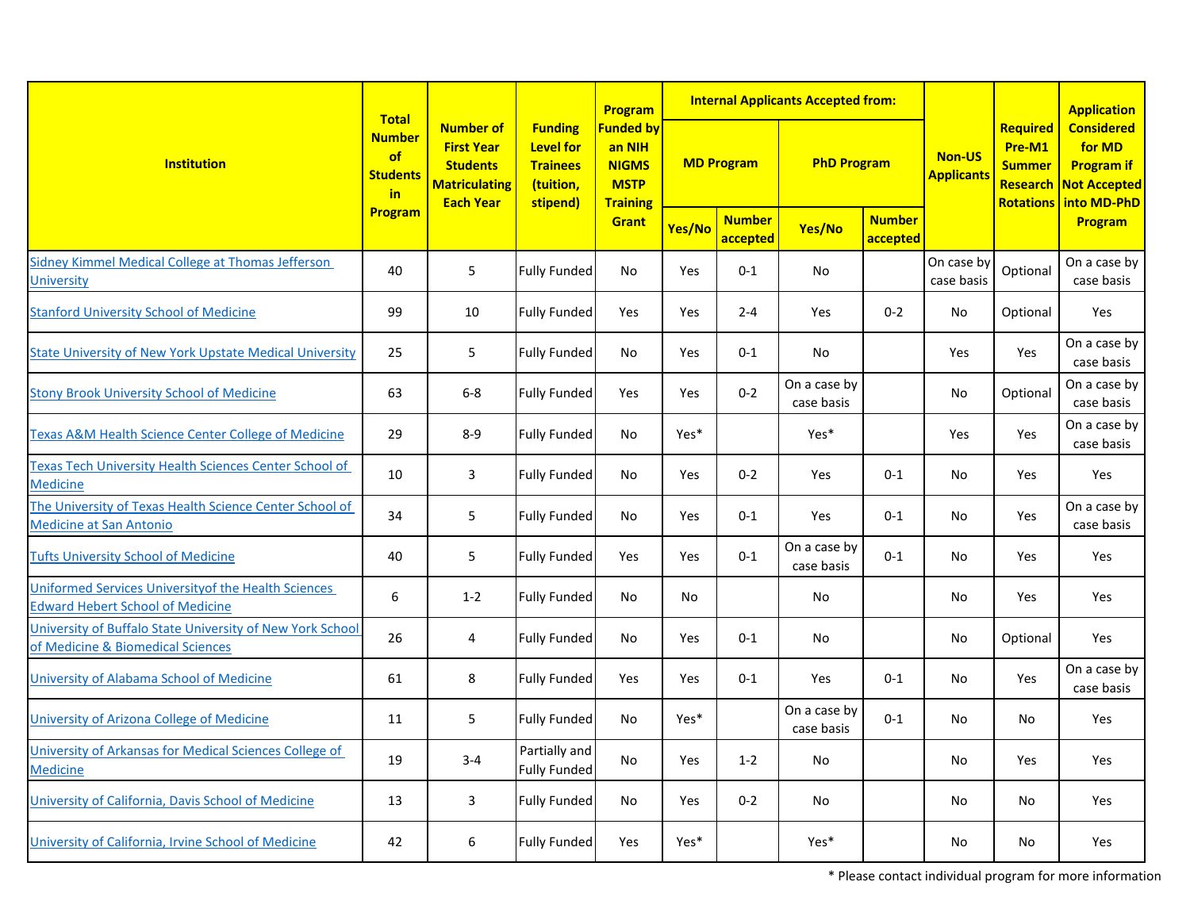| Institution | Total Number of Students in Program | Number of First Year Students Matriculating Each Year | Funding Level for Trainees (tuition, stipend) | Program Funded by an NIH NIGMS MSTP Training Grant | Internal Applicants Accepted from: | | | | Non-US Applicants | Required Pre-M1 Summer Research Rotations | Application Considered for MD Program if Not Accepted into MD-PhD Program |
|---|---|---|---|---|---|---|---|---|---|---|---|
| | | | | | MD Program | | PhD Program | | | | |
| | | | | | Yes/No | Number accepted | Yes/No | Number accepted | | | |
| Sidney Kimmel Medical College at Thomas Jefferson University | 40 | 5 | Fully Funded | No | Yes | 0-1 | No | | On case by case basis | Optional | On a case by case basis |
| Stanford University School of Medicine | 99 | 10 | Fully Funded | Yes | Yes | 2-4 | Yes | 0-2 | No | Optional | Yes |
| State University of New York Upstate Medical University | 25 | 5 | Fully Funded | No | Yes | 0-1 | No | | Yes | Yes | On a case by case basis |
| Stony Brook University School of Medicine | 63 | 6-8 | Fully Funded | Yes | Yes | 0-2 | On a case by case basis | | No | Optional | On a case by case basis |
| Texas A&M Health Science Center College of Medicine | 29 | 8-9 | Fully Funded | No | Yes* | | Yes* | | Yes | Yes | On a case by case basis |
| Texas Tech University Health Sciences Center School of Medicine | 10 | 3 | Fully Funded | No | Yes | 0-2 | Yes | 0-1 | No | Yes | Yes |
| The University of Texas Health Science Center School of Medicine at San Antonio | 34 | 5 | Fully Funded | No | Yes | 0-1 | Yes | 0-1 | No | Yes | On a case by case basis |
| Tufts University School of Medicine | 40 | 5 | Fully Funded | Yes | Yes | 0-1 | On a case by case basis | 0-1 | No | Yes | Yes |
| Uniformed Services Universityof the Health Sciences Edward Hebert School of Medicine | 6 | 1-2 | Fully Funded | No | No | | No | | No | Yes | Yes |
| University of Buffalo State University of New York School of Medicine & Biomedical Sciences | 26 | 4 | Fully Funded | No | Yes | 0-1 | No | | No | Optional | Yes |
| University of Alabama School of Medicine | 61 | 8 | Fully Funded | Yes | Yes | 0-1 | Yes | 0-1 | No | Yes | On a case by case basis |
| University of Arizona College of Medicine | 11 | 5 | Fully Funded | No | Yes* | | On a case by case basis | 0-1 | No | No | Yes |
| University of Arkansas for Medical Sciences College of Medicine | 19 | 3-4 | Partially and Fully Funded | No | Yes | 1-2 | No | | No | Yes | Yes |
| University of California, Davis School of Medicine | 13 | 3 | Fully Funded | No | Yes | 0-2 | No | | No | No | Yes |
| University of California, Irvine School of Medicine | 42 | 6 | Fully Funded | Yes | Yes* | | Yes* | | No | No | Yes |

* Please contact individual program for more information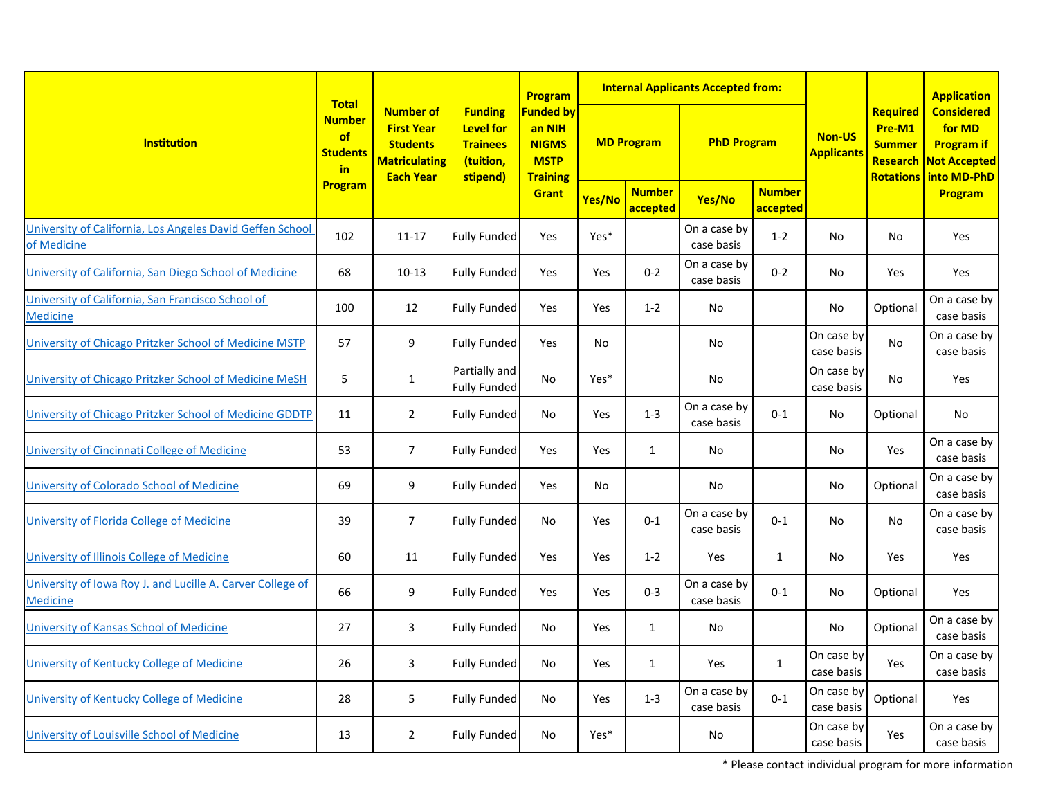| Institution | Total Number of Students in Program | Number of First Year Students Matriculating Each Year | Funding Level for Trainees (tuition, stipend) | Program Funded by an NIH NIGMS MSTP Training Grant | Internal Applicants Accepted from: | | | | Non-US Applicants | Required Pre-M1 Summer Research Rotations | Application Considered for MD Program if Not Accepted into MD-PhD Program |
|---|---|---|---|---|---|---|---|---|---|---|---|
| | | | | | MD Program | | PhD Program | | | | |
| | | | | | Yes/No | Number accepted | Yes/No | Number accepted | | | |
| [University of California, Los Angeles David Geffen School of Medicine]() | 102 | 11-17 | Fully Funded | Yes | Yes* | | On a case by case basis | 1-2 | No | No | Yes |
| [University of California, San Diego School of Medicine]() | 68 | 10-13 | Fully Funded | Yes | Yes | 0-2 | On a case by case basis | 0-2 | No | Yes | Yes |
| [University of California, San Francisco School of Medicine]() | 100 | 12 | Fully Funded | Yes | Yes | 1-2 | No | | No | Optional | On a case by case basis |
| [University of Chicago Pritzker School of Medicine MSTP]() | 57 | 9 | Fully Funded | Yes | No | | No | | On case by case basis | No | On a case by case basis |
| [University of Chicago Pritzker School of Medicine MeSH]() | 5 | 1 | Partially and Fully Funded | No | Yes* | | No | | On case by case basis | No | Yes |
| [University of Chicago Pritzker School of Medicine GDDTP]() | 11 | 2 | Fully Funded | No | Yes | 1-3 | On a case by case basis | 0-1 | No | Optional | No |
| [University of Cincinnati College of Medicine]() | 53 | 7 | Fully Funded | Yes | Yes | 1 | No | | No | Yes | On a case by case basis |
| [University of Colorado School of Medicine]() | 69 | 9 | Fully Funded | Yes | No | | No | | No | Optional | On a case by case basis |
| [University of Florida College of Medicine]() | 39 | 7 | Fully Funded | No | Yes | 0-1 | On a case by case basis | 0-1 | No | No | On a case by case basis |
| [University of Illinois College of Medicine]() | 60 | 11 | Fully Funded | Yes | Yes | 1-2 | Yes | 1 | No | Yes | Yes |
| [University of Iowa Roy J. and Lucille A. Carver College of Medicine]() | 66 | 9 | Fully Funded | Yes | Yes | 0-3 | On a case by case basis | 0-1 | No | Optional | Yes |
| [University of Kansas School of Medicine]() | 27 | 3 | Fully Funded | No | Yes | 1 | No | | No | Optional | On a case by case basis |
| [University of Kentucky College of Medicine]() | 26 | 3 | Fully Funded | No | Yes | 1 | Yes | 1 | On case by case basis | Yes | On a case by case basis |
| [University of Kentucky College of Medicine]() | 28 | 5 | Fully Funded | No | Yes | 1-3 | On a case by case basis | 0-1 | On case by case basis | Optional | Yes |
| [University of Louisville School of Medicine]() | 13 | 2 | Fully Funded | No | Yes* | | No | | On case by case basis | Yes | On a case by case basis |

* Please contact individual program for more information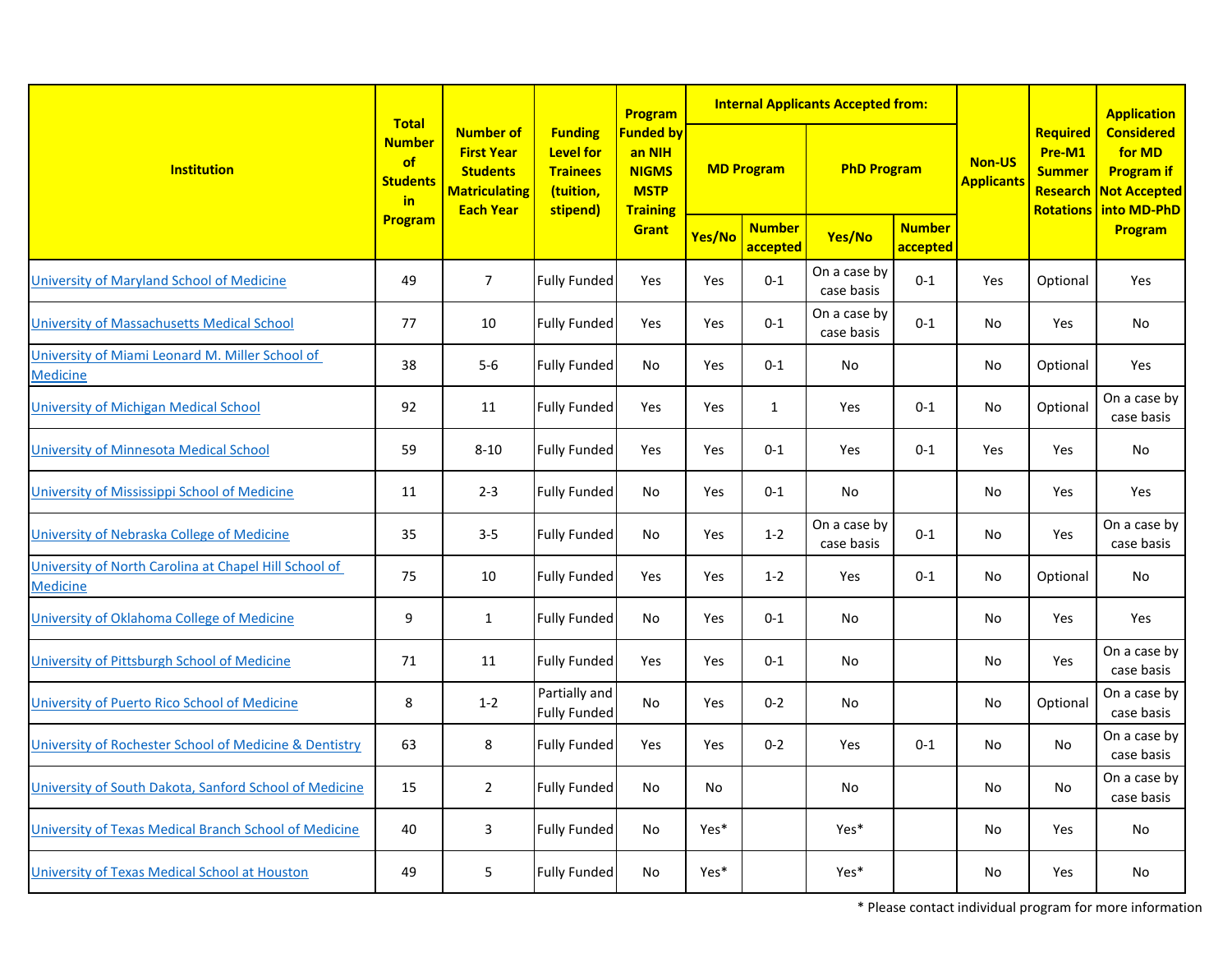| Institution | Total Number of Students in Program | Number of First Year Students Matriculating Each Year | Funding Level for Trainees (tuition, stipend) | Program Funded by an NIH NIGMS MSTP Training Grant | Internal Applicants Accepted from: | | | | Non-US Applicants | Required Pre-M1 Summer Research Rotations | Application Considered for MD Program if Not Accepted into MD-PhD Program |
|---|---|---|---|---|---|---|---|---|---|---|---|
| | | | | | MD Program | | PhD Program | | | | |
| | | | | | Yes/No | Number accepted | Yes/No | Number accepted | | | |
| [University of Maryland School of Medicine]() | 49 | 7 | Fully Funded | Yes | Yes | 0-1 | On a case by case basis | 0-1 | Yes | Optional | Yes |
| [University of Massachusetts Medical School]() | 77 | 10 | Fully Funded | Yes | Yes | 0-1 | On a case by case basis | 0-1 | No | Yes | No |
| [University of Miami Leonard M. Miller School of Medicine]() | 38 | 5-6 | Fully Funded | No | Yes | 0-1 | No | | No | Optional | Yes |
| [University of Michigan Medical School]() | 92 | 11 | Fully Funded | Yes | Yes | 1 | Yes | 0-1 | No | Optional | On a case by case basis |
| [University of Minnesota Medical School]() | 59 | 8-10 | Fully Funded | Yes | Yes | 0-1 | Yes | 0-1 | Yes | Yes | No |
| [University of Mississippi School of Medicine]() | 11 | 2-3 | Fully Funded | No | Yes | 0-1 | No | | No | Yes | Yes |
| [University of Nebraska College of Medicine]() | 35 | 3-5 | Fully Funded | No | Yes | 1-2 | On a case by case basis | 0-1 | No | Yes | On a case by case basis |
| [University of North Carolina at Chapel Hill School of Medicine]() | 75 | 10 | Fully Funded | Yes | Yes | 1-2 | Yes | 0-1 | No | Optional | No |
| [University of Oklahoma College of Medicine]() | 9 | 1 | Fully Funded | No | Yes | 0-1 | No | | No | Yes | Yes |
| [University of Pittsburgh School of Medicine]() | 71 | 11 | Fully Funded | Yes | Yes | 0-1 | No | | No | Yes | On a case by case basis |
| [University of Puerto Rico School of Medicine]() | 8 | 1-2 | Partially and Fully Funded | No | Yes | 0-2 | No | | No | Optional | On a case by case basis |
| [University of Rochester School of Medicine & Dentistry]() | 63 | 8 | Fully Funded | Yes | Yes | 0-2 | Yes | 0-1 | No | No | On a case by case basis |
| [University of South Dakota, Sanford School of Medicine]() | 15 | 2 | Fully Funded | No | No | | No | | No | No | On a case by case basis |
| [University of Texas Medical Branch School of Medicine]() | 40 | 3 | Fully Funded | No | Yes* | | Yes* | | No | Yes | No |
| [University of Texas Medical School at Houston]() | 49 | 5 | Fully Funded | No | Yes* | | Yes* | | No | Yes | No |

\* Please contact individual program for more information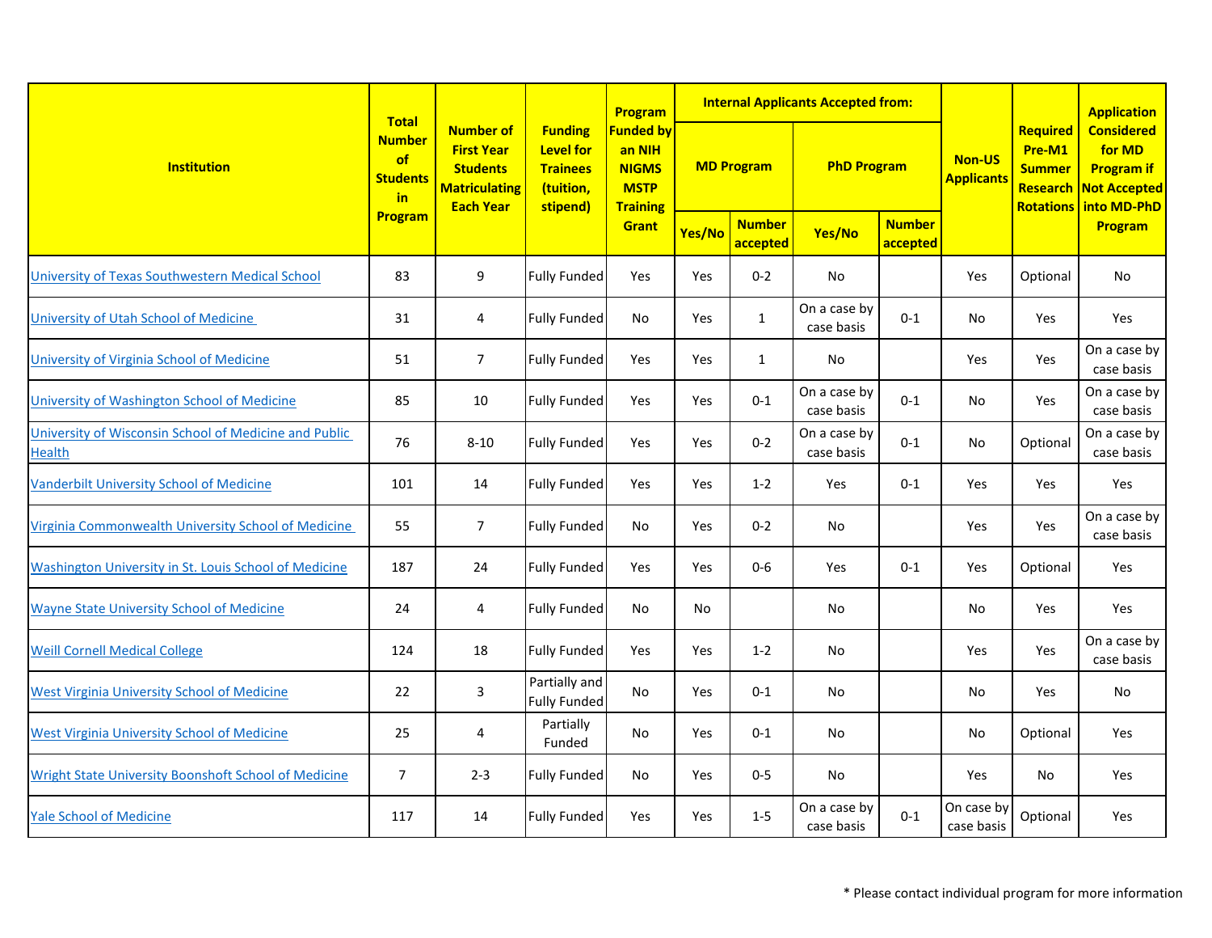| Institution | Total Number of Students in Program | Number of First Year Students Matriculating Each Year | Funding Level for Trainees (tuition, stipend) | Program Funded by an NIH NIGMS MSTP Training Grant | Internal Applicants Accepted from: | | | | Non-US Applicants | Required Pre-M1 Summer Research Rotations | Application Considered for MD Program if Not Accepted into MD-PhD Program |
|---|---|---|---|---|---|---|---|---|---|---|---|
| | | | | | MD Program | | PhD Program | | | | |
| | | | | | Yes/No | Number accepted | Yes/No | Number accepted | | | |
| University of Texas Southwestern Medical School | 83 | 9 | Fully Funded | Yes | Yes | 0-2 | No | | Yes | Optional | No |
| University of Utah School of Medicine | 31 | 4 | Fully Funded | No | Yes | 1 | On a case by case basis | 0-1 | No | Yes | Yes |
| University of Virginia School of Medicine | 51 | 7 | Fully Funded | Yes | Yes | 1 | No | | Yes | Yes | On a case by case basis |
| University of Washington School of Medicine | 85 | 10 | Fully Funded | Yes | Yes | 0-1 | On a case by case basis | 0-1 | No | Yes | On a case by case basis |
| University of Wisconsin School of Medicine and Public Health | 76 | 8-10 | Fully Funded | Yes | Yes | 0-2 | On a case by case basis | 0-1 | No | Optional | On a case by case basis |
| Vanderbilt University School of Medicine | 101 | 14 | Fully Funded | Yes | Yes | 1-2 | Yes | 0-1 | Yes | Yes | Yes |
| Virginia Commonwealth University School of Medicine | 55 | 7 | Fully Funded | No | Yes | 0-2 | No | | Yes | Yes | On a case by case basis |
| Washington University in St. Louis School of Medicine | 187 | 24 | Fully Funded | Yes | Yes | 0-6 | Yes | 0-1 | Yes | Optional | Yes |
| Wayne State University School of Medicine | 24 | 4 | Fully Funded | No | No | | No | | No | Yes | Yes |
| Weill Cornell Medical College | 124 | 18 | Fully Funded | Yes | Yes | 1-2 | No | | Yes | Yes | On a case by case basis |
| West Virginia University School of Medicine | 22 | 3 | Partially and Fully Funded | No | Yes | 0-1 | No | | No | Yes | No |
| West Virginia University School of Medicine | 25 | 4 | Partially Funded | No | Yes | 0-1 | No | | No | Optional | Yes |
| Wright State University Boonshoft School of Medicine | 7 | 2-3 | Fully Funded | No | Yes | 0-5 | No | | Yes | No | Yes |
| Yale School of Medicine | 117 | 14 | Fully Funded | Yes | Yes | 1-5 | On a case by case basis | 0-1 | On case by case basis | Optional | Yes |

* Please contact individual program for more information